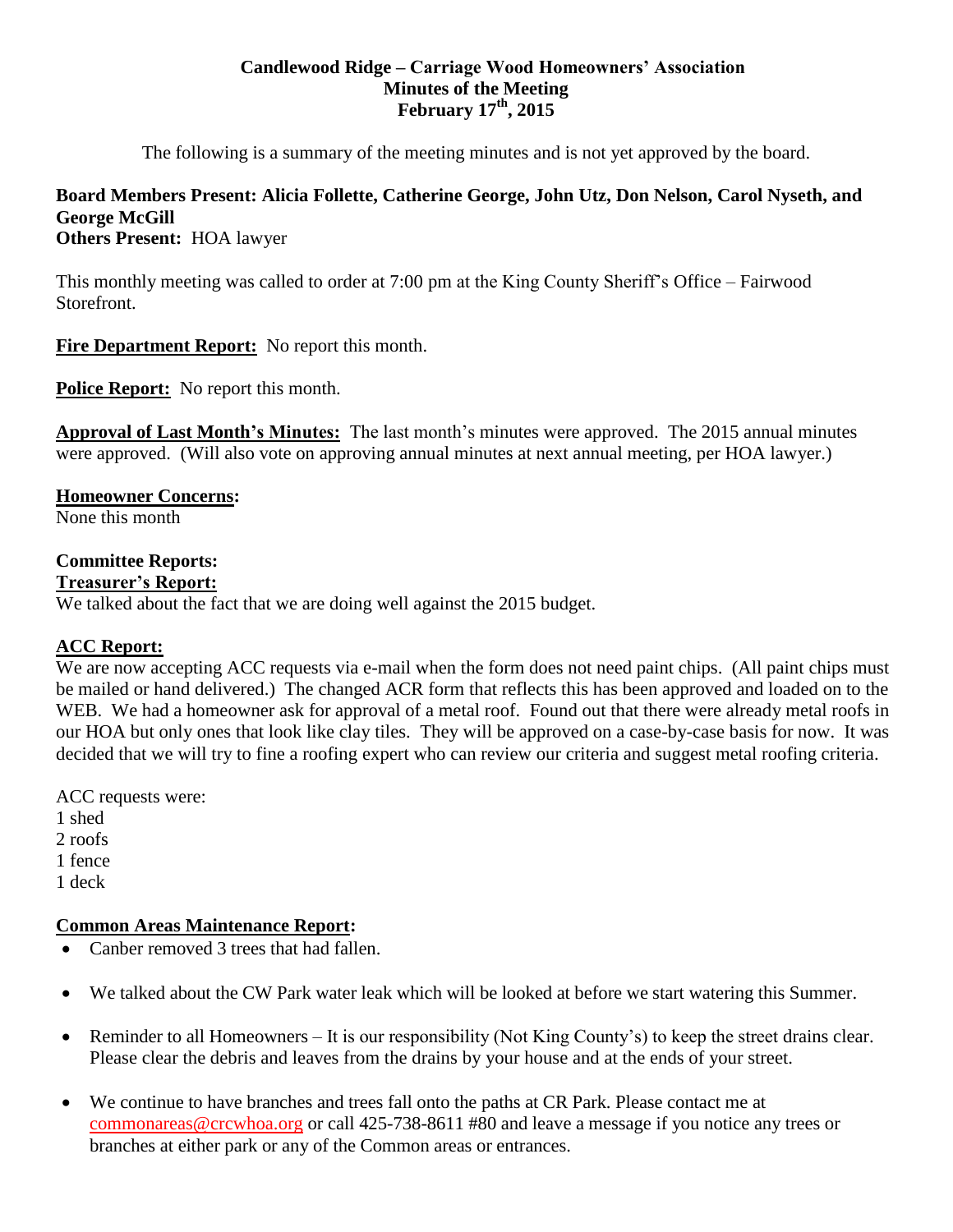# Candlewood Ridge – Carriage Wood Homeowners' Association
## Minutes of the Meeting
## February 17th, 2015

The following is a summary of the meeting minutes and is not yet approved by the board.

**Board Members Present: Alicia Follette, Catherine George, John Utz, Don Nelson, Carol Nyseth, and George McGill**
**Others Present:** HOA lawyer

This monthly meeting was called to order at 7:00 pm at the King County Sheriff's Office – Fairwood Storefront.

**Fire Department Report:** No report this month.

**Police Report:** No report this month.

**Approval of Last Month's Minutes:** The last month's minutes were approved. The 2015 annual minutes were approved. (Will also vote on approving annual minutes at next annual meeting, per HOA lawyer.)

**Homeowner Concerns:**
None this month

**Committee Reports:**

**Treasurer's Report:**
We talked about the fact that we are doing well against the 2015 budget.

**ACC Report:**
We are now accepting ACC requests via e-mail when the form does not need paint chips. (All paint chips must be mailed or hand delivered.) The changed ACR form that reflects this has been approved and loaded on to the WEB. We had a homeowner ask for approval of a metal roof. Found out that there were already metal roofs in our HOA but only ones that look like clay tiles. They will be approved on a case-by-case basis for now. It was decided that we will try to fine a roofing expert who can review our criteria and suggest metal roofing criteria.

ACC requests were:
1 shed
2 roofs
1 fence
1 deck

**Common Areas Maintenance Report:**

- Canber removed 3 trees that had fallen.
- We talked about the CW Park water leak which will be looked at before we start watering this Summer.
- Reminder to all Homeowners – It is our responsibility (Not King County's) to keep the street drains clear. Please clear the debris and leaves from the drains by your house and at the ends of your street.
- We continue to have branches and trees fall onto the paths at CR Park. Please contact me at commonareas@crcwhoa.org or call 425-738-8611 #80 and leave a message if you notice any trees or branches at either park or any of the Common areas or entrances.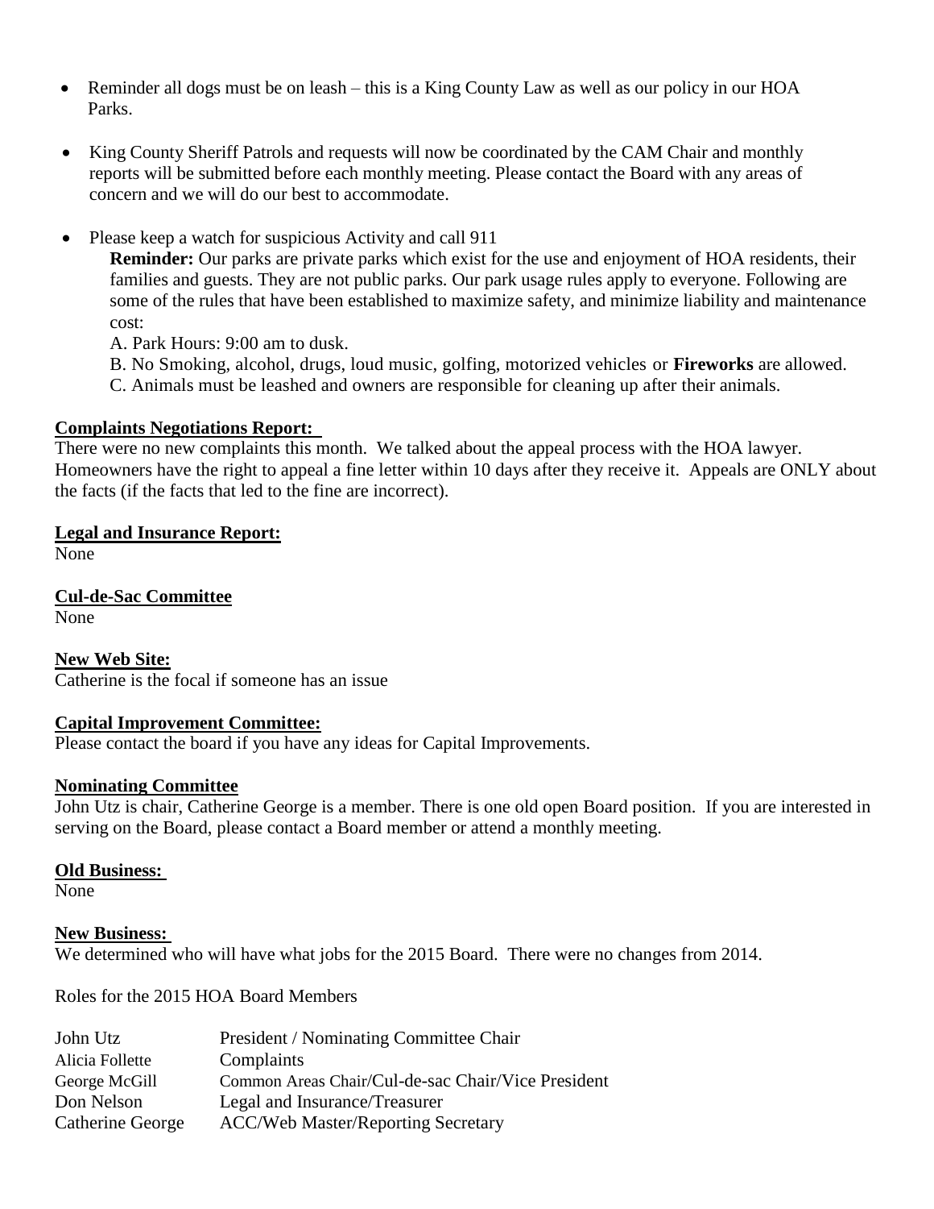- Reminder all dogs must be on leash – this is a King County Law as well as our policy in our HOA Parks.

- King County Sheriff Patrols and requests will now be coordinated by the CAM Chair and monthly reports will be submitted before each monthly meeting. Please contact the Board with any areas of concern and we will do our best to accommodate.

- Please keep a watch for suspicious Activity and call 911

  **Reminder:** Our parks are private parks which exist for the use and enjoyment of HOA residents, their families and guests. They are not public parks. Our park usage rules apply to everyone. Following are some of the rules that have been established to maximize safety, and minimize liability and maintenance cost:

  A. Park Hours: 9:00 am to dusk.

  B. No Smoking, alcohol, drugs, loud music, golfing, motorized vehicles or **Fireworks** are allowed.

  C. Animals must be leashed and owners are responsible for cleaning up after their animals.

**Complaints Negotiations Report:**

There were no new complaints this month. We talked about the appeal process with the HOA lawyer. Homeowners have the right to appeal a fine letter within 10 days after they receive it. Appeals are ONLY about the facts (if the facts that led to the fine are incorrect).

**Legal and Insurance Report:**

None

**Cul-de-Sac Committee**

None

**New Web Site:**

Catherine is the focal if someone has an issue

**Capital Improvement Committee:**

Please contact the board if you have any ideas for Capital Improvements.

**Nominating Committee**

John Utz is chair, Catherine George is a member. There is one old open Board position. If you are interested in serving on the Board, please contact a Board member or attend a monthly meeting.

**Old Business:**

None

**New Business:**

We determined who will have what jobs for the 2015 Board. There were no changes from 2014.

Roles for the 2015 HOA Board Members

| | |
|---|---|
| John Utz | President / Nominating Committee Chair |
| Alicia Follette | Complaints |
| George McGill | Common Areas Chair/Cul-de-sac Chair/Vice President |
| Don Nelson | Legal and Insurance/Treasurer |
| Catherine George | ACC/Web Master/Reporting Secretary |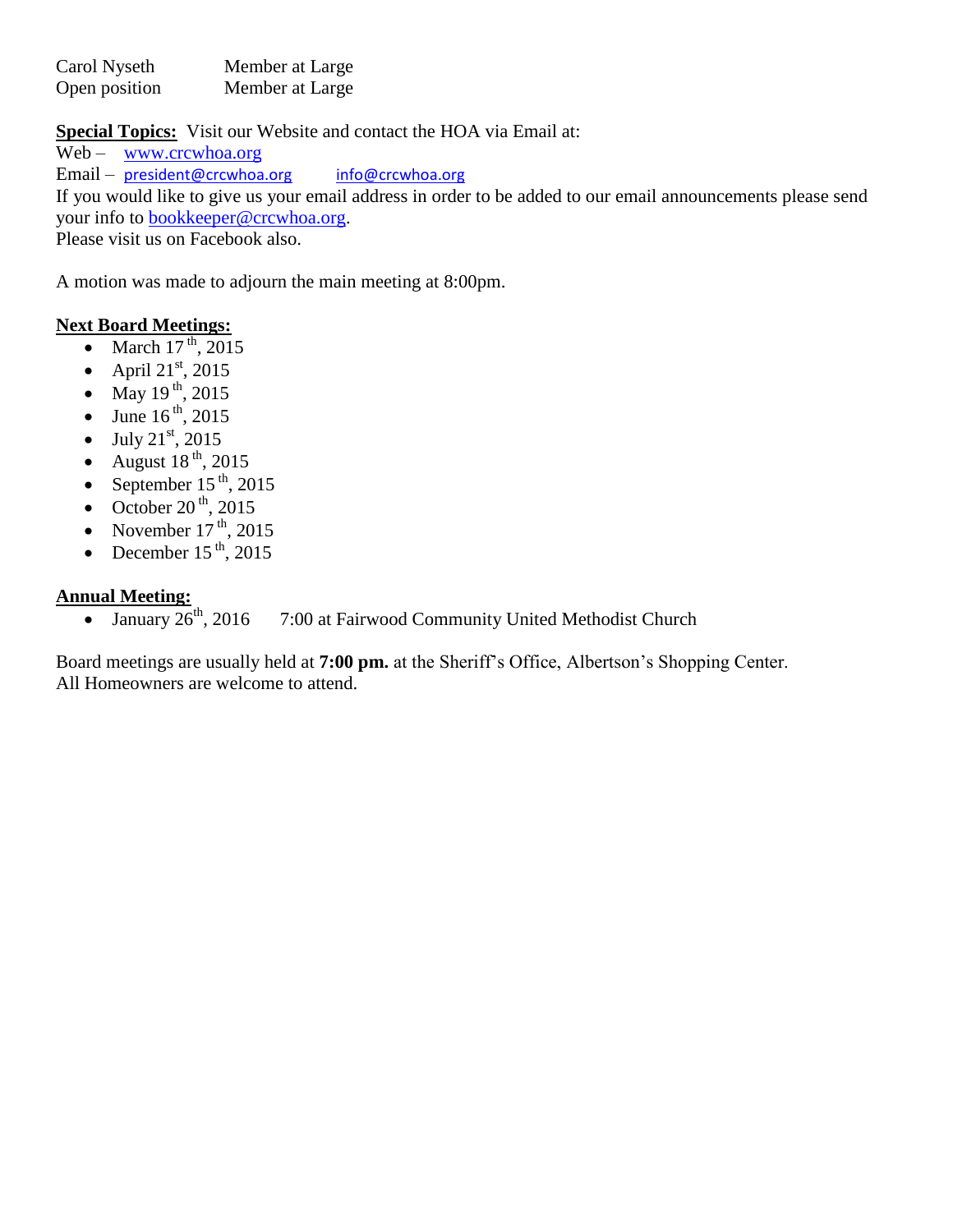| | |
|---|---|
| Carol Nyseth | Member at Large |
| Open position | Member at Large |

**Special Topics:** Visit our Website and contact the HOA via Email at:

Web – www.crcwhoa.org

Email – president@crcwhoa.org info@crcwhoa.org

If you would like to give us your email address in order to be added to our email announcements please send your info to bookkeeper@crcwhoa.org.

Please visit us on Facebook also.

A motion was made to adjourn the main meeting at 8:00pm.

**Next Board Meetings:**

- March 17th, 2015
- April 21st, 2015
- May 19th, 2015
- June 16th, 2015
- July 21st, 2015
- August 18th, 2015
- September 15th, 2015
- October 20th, 2015
- November 17th, 2015
- December 15th, 2015

**Annual Meeting:**

- January 26th, 2016 7:00 at Fairwood Community United Methodist Church

Board meetings are usually held at **7:00 pm.** at the Sheriff's Office, Albertson's Shopping Center.
All Homeowners are welcome to attend.